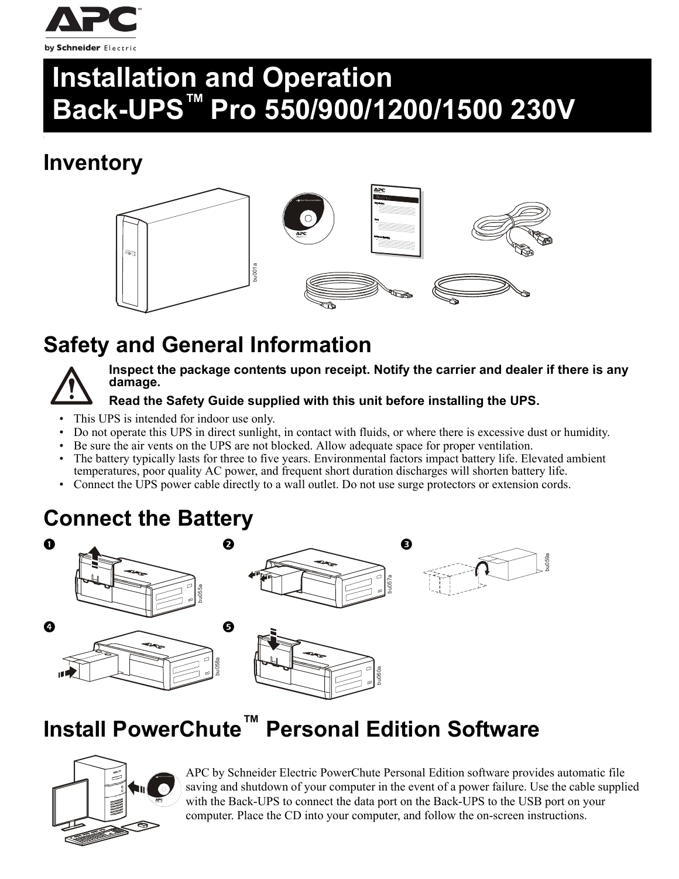# Installation and Operation Back-UPS™ Pro 550/900/1200/1500 230V

## Inventory

## Safety and General Information

**Inspect the package contents upon receipt. Notify the carrier and dealer if there is any damage.**

**Read the Safety Guide supplied with this unit before installing the UPS.**

- This UPS is intended for indoor use only.
- Do not operate this UPS in direct sunlight, in contact with fluids, or where there is excessive dust or humidity.
- Be sure the air vents on the UPS are not blocked. Allow adequate space for proper ventilation.
- The battery typically lasts for three to five years. Environmental factors impact battery life. Elevated ambient temperatures, poor quality AC power, and frequent short duration discharges will shorten battery life.
- Connect the UPS power cable directly to a wall outlet. Do not use surge protectors or extension cords.

## Connect the Battery

## Install PowerChute™ Personal Edition Software

APC by Schneider Electric PowerChute Personal Edition software provides automatic file saving and shutdown of your computer in the event of a power failure. Use the cable supplied with the Back-UPS to connect the data port on the Back-UPS to the USB port on your computer. Place the CD into your computer, and follow the on-screen instructions.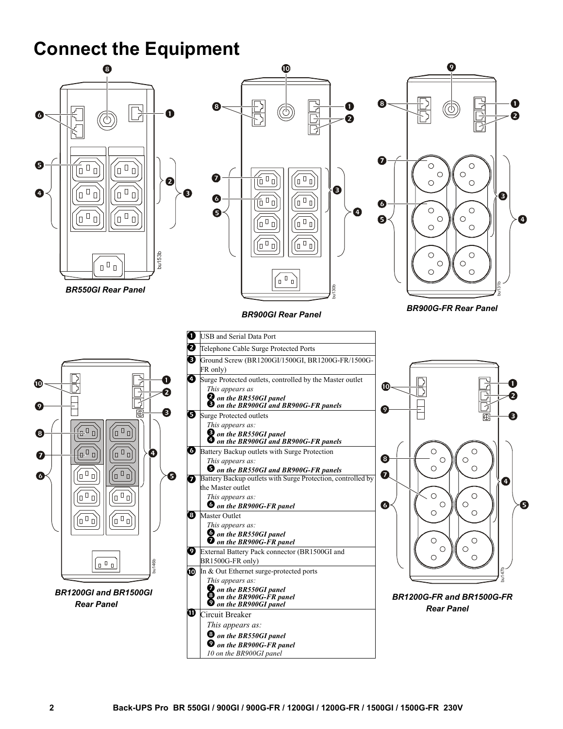# Connect the Equipment

BR550GI Rear Panel

BR900GI Rear Panel

BR900G-FR Rear Panel

BR1200GI and BR1500GI Rear Panel

BR1200G-FR and BR1500G-FR Rear Panel

| | |
|---|---|
| ❶ | USB and Serial Data Port |
| ❷ | Telephone Cable Surge Protected Ports |
| ❸ | Ground Screw (BR1200GI/1500GI, BR1200G-FR/1500G-FR only) |
| ❹ | Surge Protected outlets, controlled by the Master outlet<br>*This appears as*<br>***❷ on the BR550GI panel***<br>***❸ on the BR900GI and BR900G-FR panels*** |
| ❺ | Surge Protected outlets<br>*This appears as:*<br>***❸ on the BR550GI panel***<br>***❹ on the BR900GI and BR900G-FR panels*** |
| ❻ | Battery Backup outlets with Surge Protection<br>*This appears as:*<br>***❺ on the BR550GI and BR900G-FR panels*** |
| ❼ | Battery Backup outlets with Surge Protection, controlled by the Master outlet<br>*This appears as:*<br>***❻ on the BR900G-FR panel*** |
| ❽ | Master Outlet<br>*This appears as:*<br>***❻ on the BR550GI panel***<br>***❼ on the BR900G-FR panel*** |
| ❾ | External Battery Pack connector (BR1500GI and BR1500G-FR only) |
| ❿ | In & Out Ethernet surge-protected ports<br>*This appears as:*<br>***❼ on the BR550GI panel***<br>***❽ on the BR900G-FR panel***<br>***❾ on the BR900GI panel*** |
| ⓫ | Circuit Breaker<br>*This appears as:*<br>***❽ on the BR550GI panel***<br>***❾ on the BR900G-FR panel***<br>*10 on the BR900GI panel* |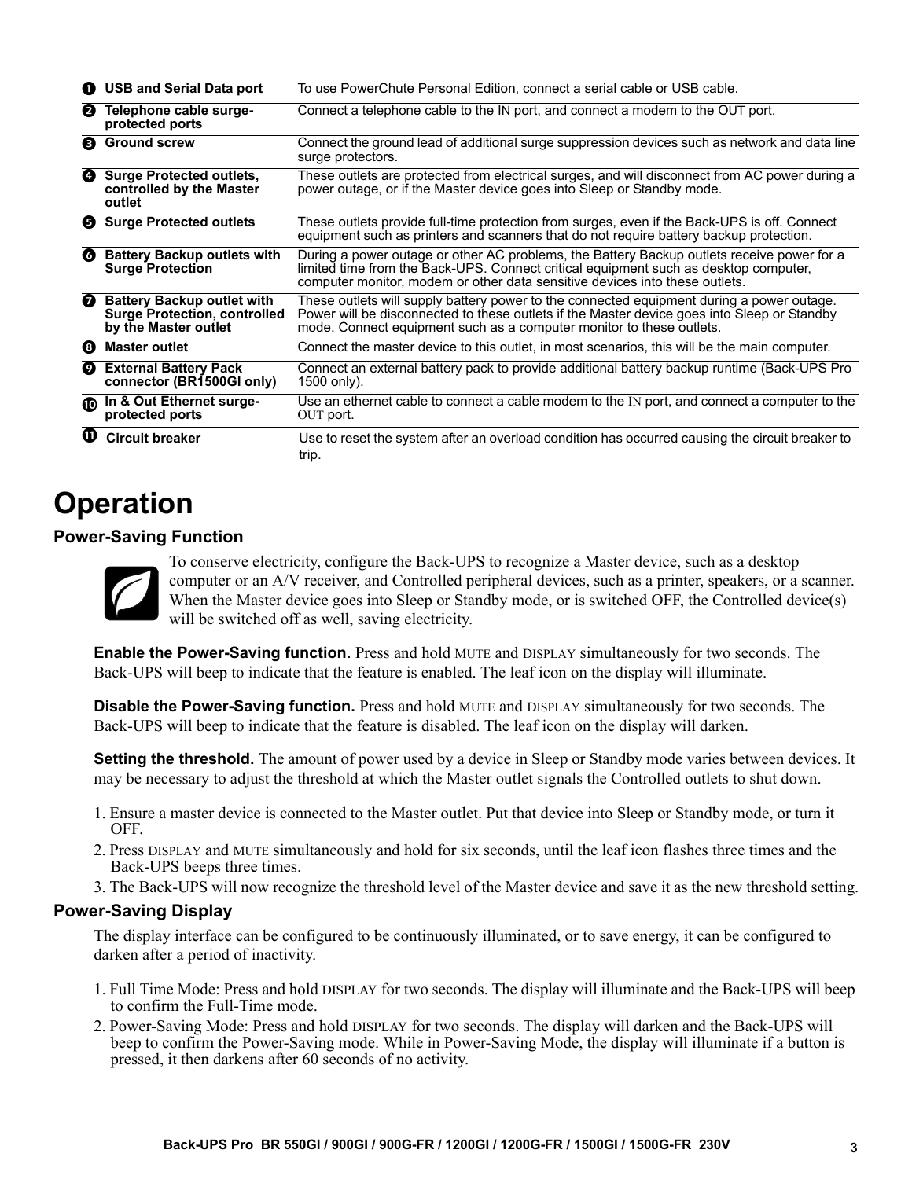| | | |
|---|---|---|
| ❶ | **USB and Serial Data port** | To use PowerChute Personal Edition, connect a serial cable or USB cable. |
| ❷ | **Telephone cable surge-protected ports** | Connect a telephone cable to the IN port, and connect a modem to the OUT port. |
| ❸ | **Ground screw** | Connect the ground lead of additional surge suppression devices such as network and data line surge protectors. |
| ❹ | **Surge Protected outlets, controlled by the Master outlet** | These outlets are protected from electrical surges, and will disconnect from AC power during a power outage, or if the Master device goes into Sleep or Standby mode. |
| ❺ | **Surge Protected outlets** | These outlets provide full-time protection from surges, even if the Back-UPS is off. Connect equipment such as printers and scanners that do not require battery backup protection. |
| ❻ | **Battery Backup outlets with Surge Protection** | During a power outage or other AC problems, the Battery Backup outlets receive power for a limited time from the Back-UPS. Connect critical equipment such as desktop computer, computer monitor, modem or other data sensitive devices into these outlets. |
| ❼ | **Battery Backup outlet with Surge Protection, controlled by the Master outlet** | These outlets will supply battery power to the connected equipment during a power outage. Power will be disconnected to these outlets if the Master device goes into Sleep or Standby mode. Connect equipment such as a computer monitor to these outlets. |
| ❽ | **Master outlet** | Connect the master device to this outlet, in most scenarios, this will be the main computer. |
| ❾ | **External Battery Pack connector (BR1500GI only)** | Connect an external battery pack to provide additional battery backup runtime (Back-UPS Pro 1500 only). |
| ❿ | **In & Out Ethernet surge-protected ports** | Use an ethernet cable to connect a cable modem to the IN port, and connect a computer to the OUT port. |
| ⓫ | **Circuit breaker** | Use to reset the system after an overload condition has occurred causing the circuit breaker to trip. |

# Operation

## Power-Saving Function

To conserve electricity, configure the Back-UPS to recognize a Master device, such as a desktop computer or an A/V receiver, and Controlled peripheral devices, such as a printer, speakers, or a scanner. When the Master device goes into Sleep or Standby mode, or is switched OFF, the Controlled device(s) will be switched off as well, saving electricity.

**Enable the Power-Saving function.** Press and hold MUTE and DISPLAY simultaneously for two seconds. The Back-UPS will beep to indicate that the feature is enabled. The leaf icon on the display will illuminate.

**Disable the Power-Saving function.** Press and hold MUTE and DISPLAY simultaneously for two seconds. The Back-UPS will beep to indicate that the feature is disabled. The leaf icon on the display will darken.

**Setting the threshold.** The amount of power used by a device in Sleep or Standby mode varies between devices. It may be necessary to adjust the threshold at which the Master outlet signals the Controlled outlets to shut down.

1. Ensure a master device is connected to the Master outlet. Put that device into Sleep or Standby mode, or turn it OFF.
2. Press DISPLAY and MUTE simultaneously and hold for six seconds, until the leaf icon flashes three times and the Back-UPS beeps three times.
3. The Back-UPS will now recognize the threshold level of the Master device and save it as the new threshold setting.

## Power-Saving Display

The display interface can be configured to be continuously illuminated, or to save energy, it can be configured to darken after a period of inactivity.

1. Full Time Mode: Press and hold DISPLAY for two seconds. The display will illuminate and the Back-UPS will beep to confirm the Full-Time mode.
2. Power-Saving Mode: Press and hold DISPLAY for two seconds. The display will darken and the Back-UPS will beep to confirm the Power-Saving mode. While in Power-Saving Mode, the display will illuminate if a button is pressed, it then darkens after 60 seconds of no activity.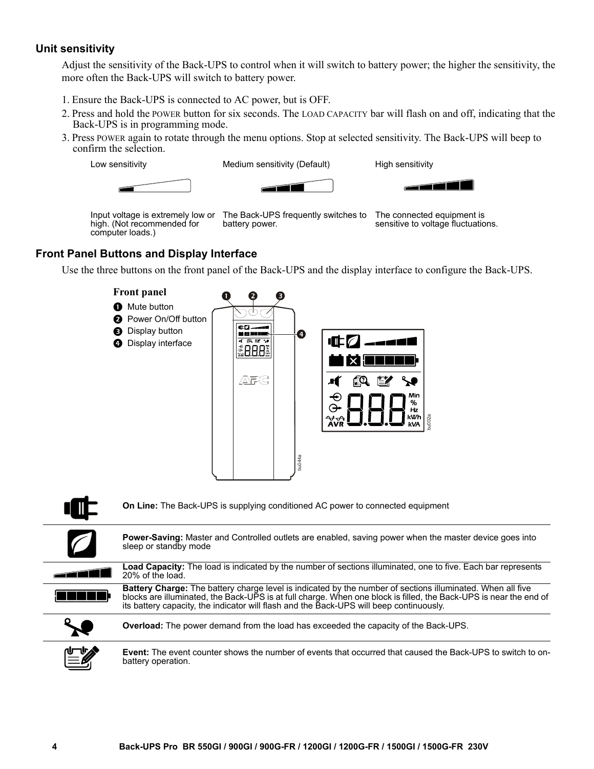### Unit sensitivity

Adjust the sensitivity of the Back-UPS to control when it will switch to battery power; the higher the sensitivity, the more often the Back-UPS will switch to battery power.

1. Ensure the Back-UPS is connected to AC power, but is OFF.
2. Press and hold the POWER button for six seconds. The LOAD CAPACITY bar will flash on and off, indicating that the Back-UPS is in programming mode.
3. Press POWER again to rotate through the menu options. Stop at selected sensitivity. The Back-UPS will beep to confirm the selection.

| Low sensitivity | Medium sensitivity (Default) | High sensitivity |
|---|---|---|
| Input voltage is extremely low or high. (Not recommended for computer loads.) | The Back-UPS frequently switches to battery power. | The connected equipment is sensitive to voltage fluctuations. |

### Front Panel Buttons and Display Interface

Use the three buttons on the front panel of the Back-UPS and the display interface to configure the Back-UPS.

**Front panel**

1. Mute button
2. Power On/Off button
3. Display button
4. Display interface

| Icon | Description |
|---|---|
| | **On Line:** The Back-UPS is supplying conditioned AC power to connected equipment |
| | **Power-Saving:** Master and Controlled outlets are enabled, saving power when the master device goes into sleep or standby mode |
| | **Load Capacity:** The load is indicated by the number of sections illuminated, one to five. Each bar represents 20% of the load. |
| | **Battery Charge:** The battery charge level is indicated by the number of sections illuminated. When all five blocks are illuminated, the Back-UPS is at full charge. When one block is filled, the Back-UPS is near the end of its battery capacity, the indicator will flash and the Back-UPS will beep continuously. |
| | **Overload:** The power demand from the load has exceeded the capacity of the Back-UPS. |
| | **Event:** The event counter shows the number of events that occurred that caused the Back-UPS to switch to on-battery operation. |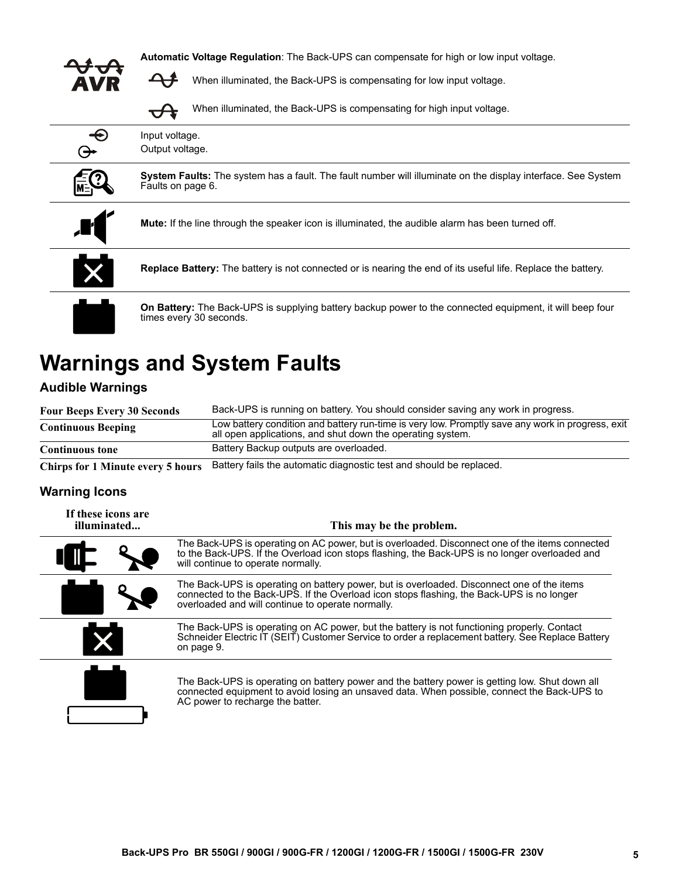| | |
|---|---|
| AVR | **Automatic Voltage Regulation**: The Back-UPS can compensate for high or low input voltage.<br>When illuminated, the Back-UPS is compensating for low input voltage.<br>When illuminated, the Back-UPS is compensating for high input voltage. |
| | Input voltage.<br>Output voltage. |
| | **System Faults:** The system has a fault. The fault number will illuminate on the display interface. See System Faults on page 6. |
| | **Mute:** If the line through the speaker icon is illuminated, the audible alarm has been turned off. |
| | **Replace Battery:** The battery is not connected or is nearing the end of its useful life. Replace the battery. |
| | **On Battery:** The Back-UPS is supplying battery backup power to the connected equipment, it will beep four times every 30 seconds. |

# Warnings and System Faults

## Audible Warnings

| | |
|---|---|
| **Four Beeps Every 30 Seconds** | Back-UPS is running on battery. You should consider saving any work in progress. |
| **Continuous Beeping** | Low battery condition and battery run-time is very low. Promptly save any work in progress, exit all open applications, and shut down the operating system. |
| **Continuous tone** | Battery Backup outputs are overloaded. |
| **Chirps for 1 Minute every 5 hours** | Battery fails the automatic diagnostic test and should be replaced. |

## Warning Icons

| If these icons are illuminated... | This may be the problem. |
|---|---|
| | The Back-UPS is operating on AC power, but is overloaded. Disconnect one of the items connected to the Back-UPS. If the Overload icon stops flashing, the Back-UPS is no longer overloaded and will continue to operate normally. |
| | The Back-UPS is operating on battery power, but is overloaded. Disconnect one of the items connected to the Back-UPS. If the Overload icon stops flashing, the Back-UPS is no longer overloaded and will continue to operate normally. |
| | The Back-UPS is operating on AC power, but the battery is not functioning properly. Contact Schneider Electric IT (SEIT) Customer Service to order a replacement battery. See Replace Battery on page 9. |
| | The Back-UPS is operating on battery power and the battery power is getting low. Shut down all connected equipment to avoid losing an unsaved data. When possible, connect the Back-UPS to AC power to recharge the batter. |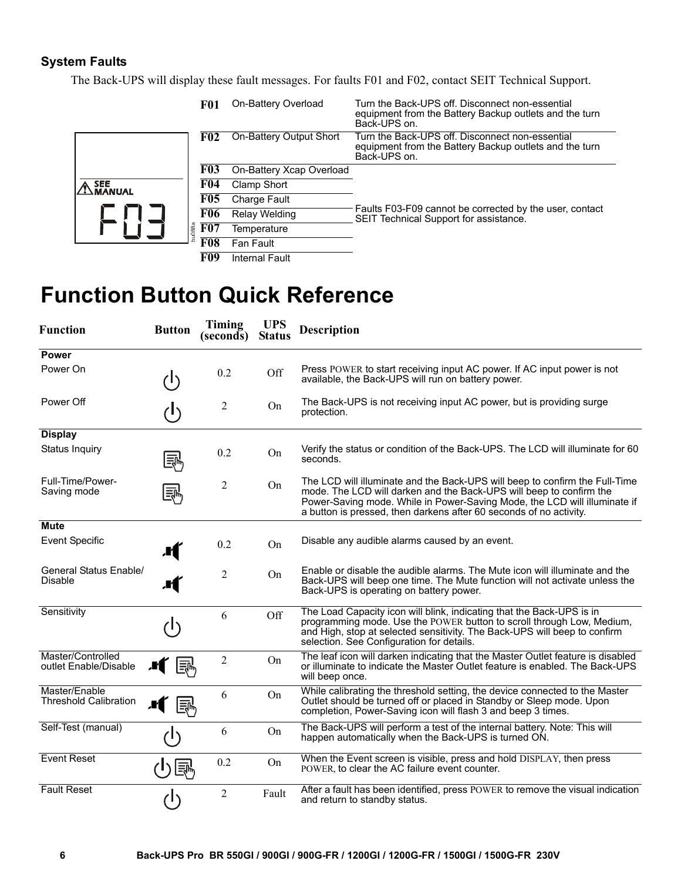### System Faults

The Back-UPS will display these fault messages. For faults F01 and F02, contact SEIT Technical Support.

| Code | Fault | Action |
|---|---|---|
| F01 | On-Battery Overload | Turn the Back-UPS off. Disconnect non-essential equipment from the Battery Backup outlets and the turn Back-UPS on. |
| F02 | On-Battery Output Short | Turn the Back-UPS off. Disconnect non-essential equipment from the Battery Backup outlets and the turn Back-UPS on. |
| F03 | On-Battery Xcap Overload | Faults F03-F09 cannot be corrected by the user, contact SEIT Technical Support for assistance. |
| F04 | Clamp Short | |
| F05 | Charge Fault | |
| F06 | Relay Welding | |
| F07 | Temperature | |
| F08 | Fan Fault | |
| F09 | Internal Fault | |

# Function Button Quick Reference

| Function | Button | Timing (seconds) | UPS Status | Description |
|---|---|---|---|---|
| **Power** | | | | |
| Power On | POWER | 0.2 | Off | Press POWER to start receiving input AC power. If AC input power is not available, the Back-UPS will run on battery power. |
| Power Off | POWER | 2 | On | The Back-UPS is not receiving input AC power, but is providing surge protection. |
| **Display** | | | | |
| Status Inquiry | DISPLAY | 0.2 | On | Verify the status or condition of the Back-UPS. The LCD will illuminate for 60 seconds. |
| Full-Time/Power-Saving mode | DISPLAY | 2 | On | The LCD will illuminate and the Back-UPS will beep to confirm the Full-Time mode. The LCD will darken and the Back-UPS will beep to confirm the Power-Saving mode. While in Power-Saving Mode, the LCD will illuminate if a button is pressed, then darkens after 60 seconds of no activity. |
| **Mute** | | | | |
| Event Specific | MUTE | 0.2 | On | Disable any audible alarms caused by an event. |
| General Status Enable/Disable | MUTE | 2 | On | Enable or disable the audible alarms. The Mute icon will illuminate and the Back-UPS will beep one time. The Mute function will not activate unless the Back-UPS is operating on battery power. |
| Sensitivity | POWER | 6 | Off | The Load Capacity icon will blink, indicating that the Back-UPS is in programming mode. Use the POWER button to scroll through Low, Medium, and High, stop at selected sensitivity. The Back-UPS will beep to confirm selection. See Configuration for details. |
| Master/Controlled outlet Enable/Disable | MUTE + DISPLAY | 2 | On | The leaf icon will darken indicating that the Master Outlet feature is disabled or illuminate to indicate the Master Outlet feature is enabled. The Back-UPS will beep once. |
| Master/Enable Threshold Calibration | MUTE + DISPLAY | 6 | On | While calibrating the threshold setting, the device connected to the Master Outlet should be turned off or placed in Standby or Sleep mode. Upon completion, Power-Saving icon will flash 3 and beep 3 times. |
| Self-Test (manual) | POWER | 6 | On | The Back-UPS will perform a test of the internal battery. Note: This will happen automatically when the Back-UPS is turned ON. |
| Event Reset | POWER + DISPLAY | 0.2 | On | When the Event screen is visible, press and hold DISPLAY, then press POWER, to clear the AC failure event counter. |
| Fault Reset | POWER | 2 | Fault | After a fault has been identified, press POWER to remove the visual indication and return to standby status. |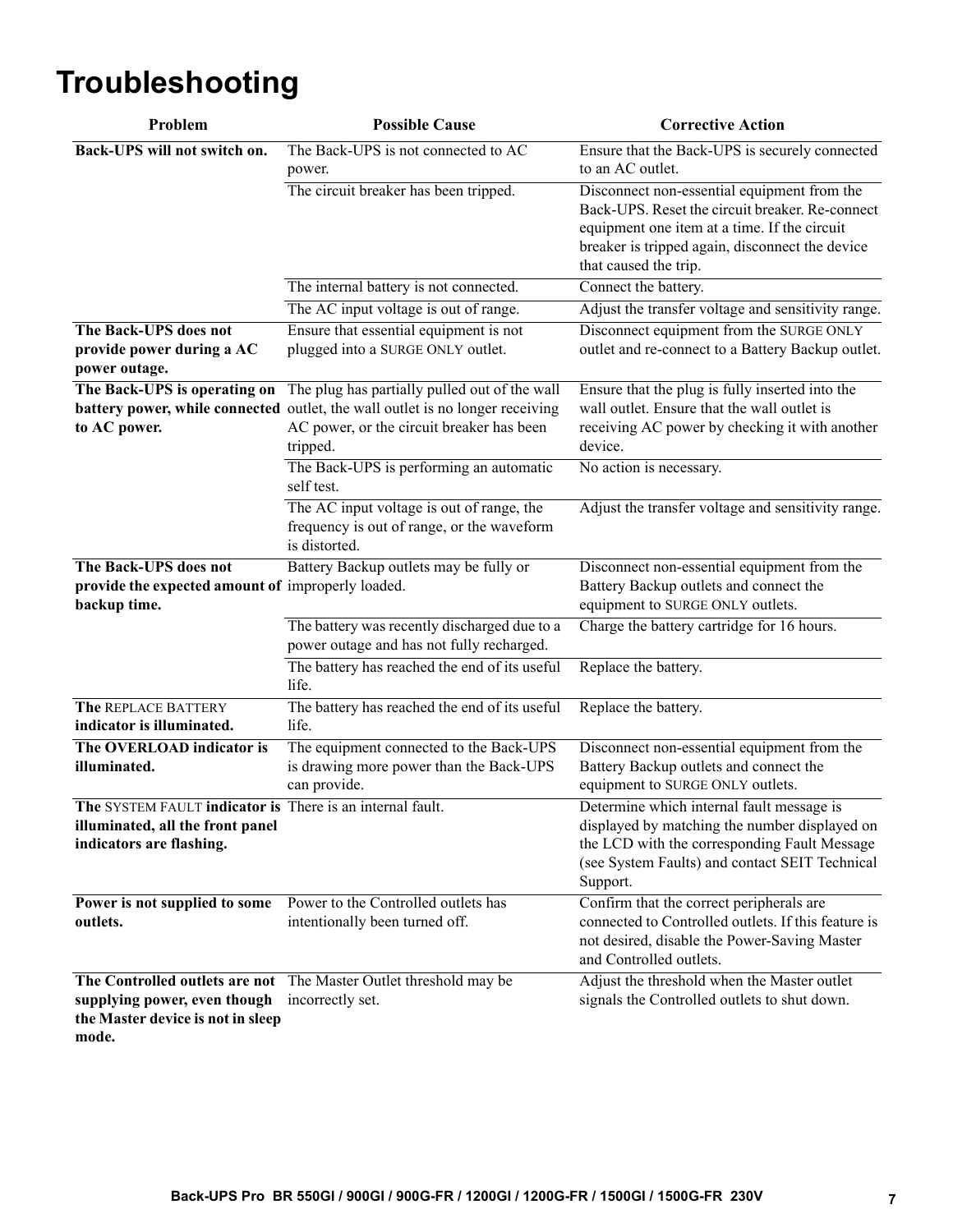# Troubleshooting

| Problem | Possible Cause | Corrective Action |
|---|---|---|
| **Back-UPS will not switch on.** | The Back-UPS is not connected to AC power. | Ensure that the Back-UPS is securely connected to an AC outlet. |
| | The circuit breaker has been tripped. | Disconnect non-essential equipment from the Back-UPS. Reset the circuit breaker. Re-connect equipment one item at a time. If the circuit breaker is tripped again, disconnect the device that caused the trip. |
| | The internal battery is not connected. | Connect the battery. |
| | The AC input voltage is out of range. | Adjust the transfer voltage and sensitivity range. |
| **The Back-UPS does not provide power during a AC power outage.** | Ensure that essential equipment is not plugged into a SURGE ONLY outlet. | Disconnect equipment from the SURGE ONLY outlet and re-connect to a Battery Backup outlet. |
| **The Back-UPS is operating on battery power, while connected to AC power.** | The plug has partially pulled out of the wall outlet, the wall outlet is no longer receiving AC power, or the circuit breaker has been tripped. | Ensure that the plug is fully inserted into the wall outlet. Ensure that the wall outlet is receiving AC power by checking it with another device. |
| | The Back-UPS is performing an automatic self test. | No action is necessary. |
| | The AC input voltage is out of range, the frequency is out of range, or the waveform is distorted. | Adjust the transfer voltage and sensitivity range. |
| **The Back-UPS does not provide the expected amount of backup time.** | Battery Backup outlets may be fully or improperly loaded. | Disconnect non-essential equipment from the Battery Backup outlets and connect the equipment to SURGE ONLY outlets. |
| | The battery was recently discharged due to a power outage and has not fully recharged. | Charge the battery cartridge for 16 hours. |
| | The battery has reached the end of its useful life. | Replace the battery. |
| **The REPLACE BATTERY indicator is illuminated.** | The battery has reached the end of its useful life. | Replace the battery. |
| **The OVERLOAD indicator is illuminated.** | The equipment connected to the Back-UPS is drawing more power than the Back-UPS can provide. | Disconnect non-essential equipment from the Battery Backup outlets and connect the equipment to SURGE ONLY outlets. |
| **The SYSTEM FAULT indicator is illuminated, all the front panel indicators are flashing.** | There is an internal fault. | Determine which internal fault message is displayed by matching the number displayed on the LCD with the corresponding Fault Message (see System Faults) and contact SEIT Technical Support. |
| **Power is not supplied to some outlets.** | Power to the Controlled outlets has intentionally been turned off. | Confirm that the correct peripherals are connected to Controlled outlets. If this feature is not desired, disable the Power-Saving Master and Controlled outlets. |
| **The Controlled outlets are not supplying power, even though the Master device is not in sleep mode.** | The Master Outlet threshold may be incorrectly set. | Adjust the threshold when the Master outlet signals the Controlled outlets to shut down. |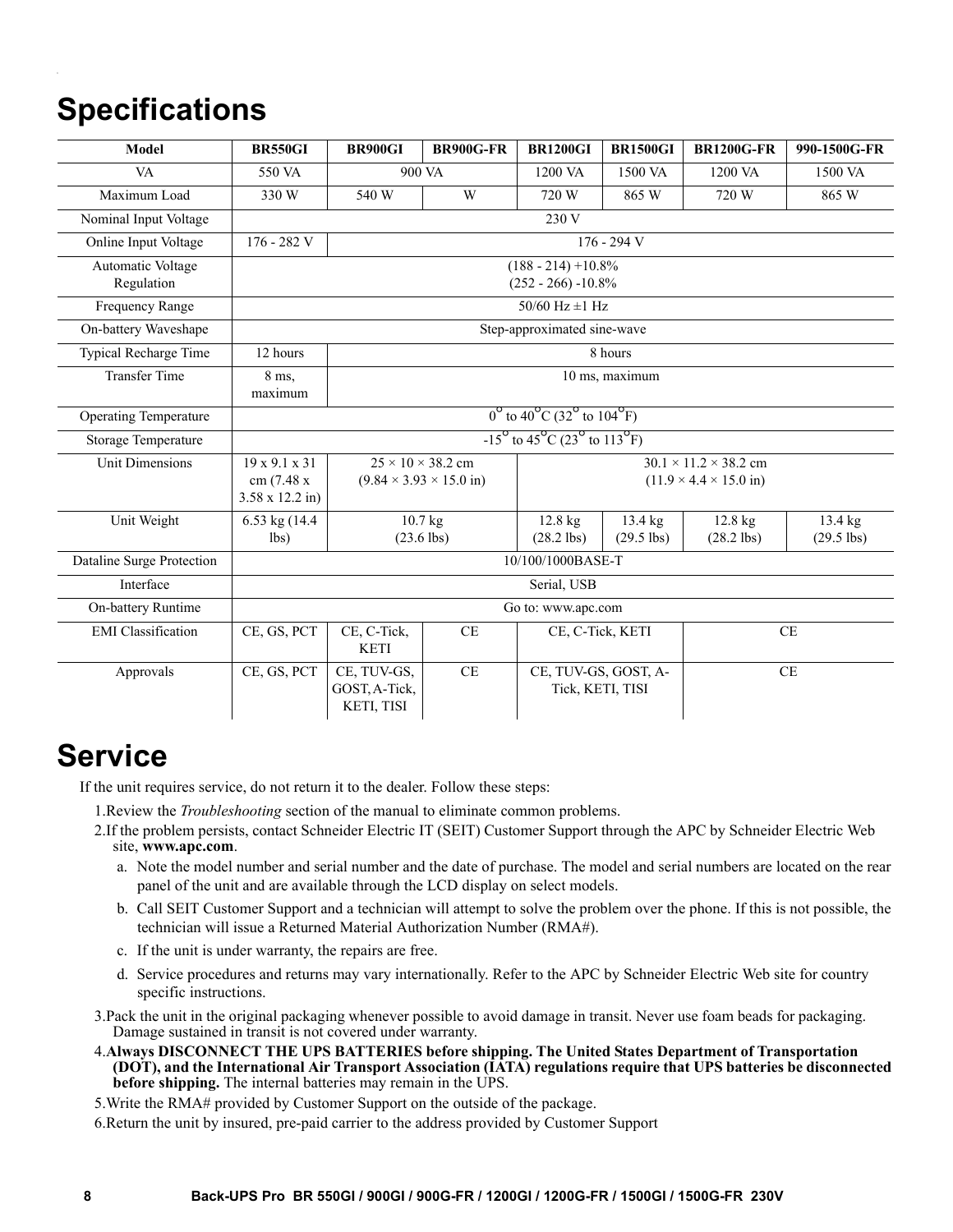# Specifications

| Model | BR550GI | BR900GI | BR900G-FR | BR1200GI | BR1500GI | BR1200G-FR | 990-1500G-FR |
|---|---|---|---|---|---|---|---|
| VA | 550 VA | 900 VA | | 1200 VA | 1500 VA | 1200 VA | 1500 VA |
| Maximum Load | 330 W | 540 W | W | 720 W | 865 W | 720 W | 865 W |
| Nominal Input Voltage | 230 V | | | | | | |
| Online Input Voltage | 176 - 282 V | 176 - 294 V | | | | | |
| Automatic Voltage Regulation | (188 - 214) +10.8%<br>(252 - 266) -10.8% | | | | | | |
| Frequency Range | 50/60 Hz ±1 Hz | | | | | | |
| On-battery Waveshape | Step-approximated sine-wave | | | | | | |
| Typical Recharge Time | 12 hours | 8 hours | | | | | |
| Transfer Time | 8 ms, maximum | 10 ms, maximum | | | | | |
| Operating Temperature | 0° to 40°C (32° to 104°F) | | | | | | |
| Storage Temperature | -15° to 45°C (23° to 113°F) | | | | | | |
| Unit Dimensions | 19 x 9.1 x 31 cm (7.48 x 3.58 x 12.2 in) | 25 × 10 × 38.2 cm<br>(9.84 × 3.93 × 15.0 in) | | 30.1 × 11.2 × 38.2 cm<br>(11.9 × 4.4 × 15.0 in) | | | |
| Unit Weight | 6.53 kg (14.4 lbs) | 10.7 kg<br>(23.6 lbs) | | 12.8 kg<br>(28.2 lbs) | 13.4 kg<br>(29.5 lbs) | 12.8 kg<br>(28.2 lbs) | 13.4 kg<br>(29.5 lbs) |
| Dataline Surge Protection | 10/100/1000BASE-T | | | | | | |
| Interface | Serial, USB | | | | | | |
| On-battery Runtime | Go to: www.apc.com | | | | | | |
| EMI Classification | CE, GS, PCT | CE, C-Tick, KETI | CE | CE, C-Tick, KETI | | CE | |
| Approvals | CE, GS, PCT | CE, TUV-GS, GOST, A-Tick, KETI, TISI | CE | CE, TUV-GS, GOST, A-Tick, KETI, TISI | | CE | |

# Service

If the unit requires service, do not return it to the dealer. Follow these steps:

1. Review the *Troubleshooting* section of the manual to eliminate common problems.
2. If the problem persists, contact Schneider Electric IT (SEIT) Customer Support through the APC by Schneider Electric Web site, **www.apc.com**.
   a. Note the model number and serial number and the date of purchase. The model and serial numbers are located on the rear panel of the unit and are available through the LCD display on select models.
   b. Call SEIT Customer Support and a technician will attempt to solve the problem over the phone. If this is not possible, the technician will issue a Returned Material Authorization Number (RMA#).
   c. If the unit is under warranty, the repairs are free.
   d. Service procedures and returns may vary internationally. Refer to the APC by Schneider Electric Web site for country specific instructions.
3. Pack the unit in the original packaging whenever possible to avoid damage in transit. Never use foam beads for packaging. Damage sustained in transit is not covered under warranty.
4. **Always DISCONNECT THE UPS BATTERIES before shipping. The United States Department of Transportation (DOT), and the International Air Transport Association (IATA) regulations require that UPS batteries be disconnected before shipping.** The internal batteries may remain in the UPS.
5. Write the RMA# provided by Customer Support on the outside of the package.
6. Return the unit by insured, pre-paid carrier to the address provided by Customer Support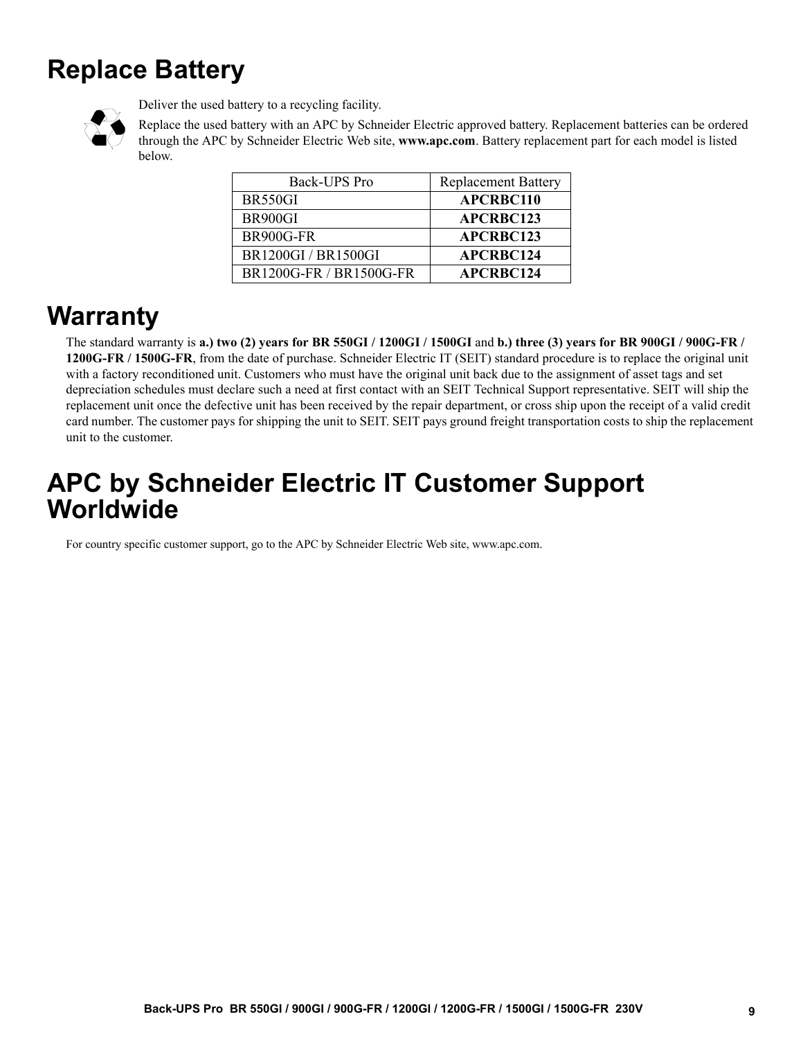# Replace Battery

Deliver the used battery to a recycling facility.

Replace the used battery with an APC by Schneider Electric approved battery. Replacement batteries can be ordered through the APC by Schneider Electric Web site, **www.apc.com**. Battery replacement part for each model is listed below.

| Back-UPS Pro | Replacement Battery |
|---|---|
| BR550GI | **APCRBC110** |
| BR900GI | **APCRBC123** |
| BR900G-FR | **APCRBC123** |
| BR1200GI / BR1500GI | **APCRBC124** |
| BR1200G-FR / BR1500G-FR | **APCRBC124** |

# Warranty

The standard warranty is **a.) two (2) years for BR 550GI / 1200GI / 1500GI** and **b.) three (3) years for BR 900GI / 900G-FR / 1200G-FR / 1500G-FR**, from the date of purchase. Schneider Electric IT (SEIT) standard procedure is to replace the original unit with a factory reconditioned unit. Customers who must have the original unit back due to the assignment of asset tags and set depreciation schedules must declare such a need at first contact with an SEIT Technical Support representative. SEIT will ship the replacement unit once the defective unit has been received by the repair department, or cross ship upon the receipt of a valid credit card number. The customer pays for shipping the unit to SEIT. SEIT pays ground freight transportation costs to ship the replacement unit to the customer.

# APC by Schneider Electric IT Customer Support Worldwide

For country specific customer support, go to the APC by Schneider Electric Web site, www.apc.com.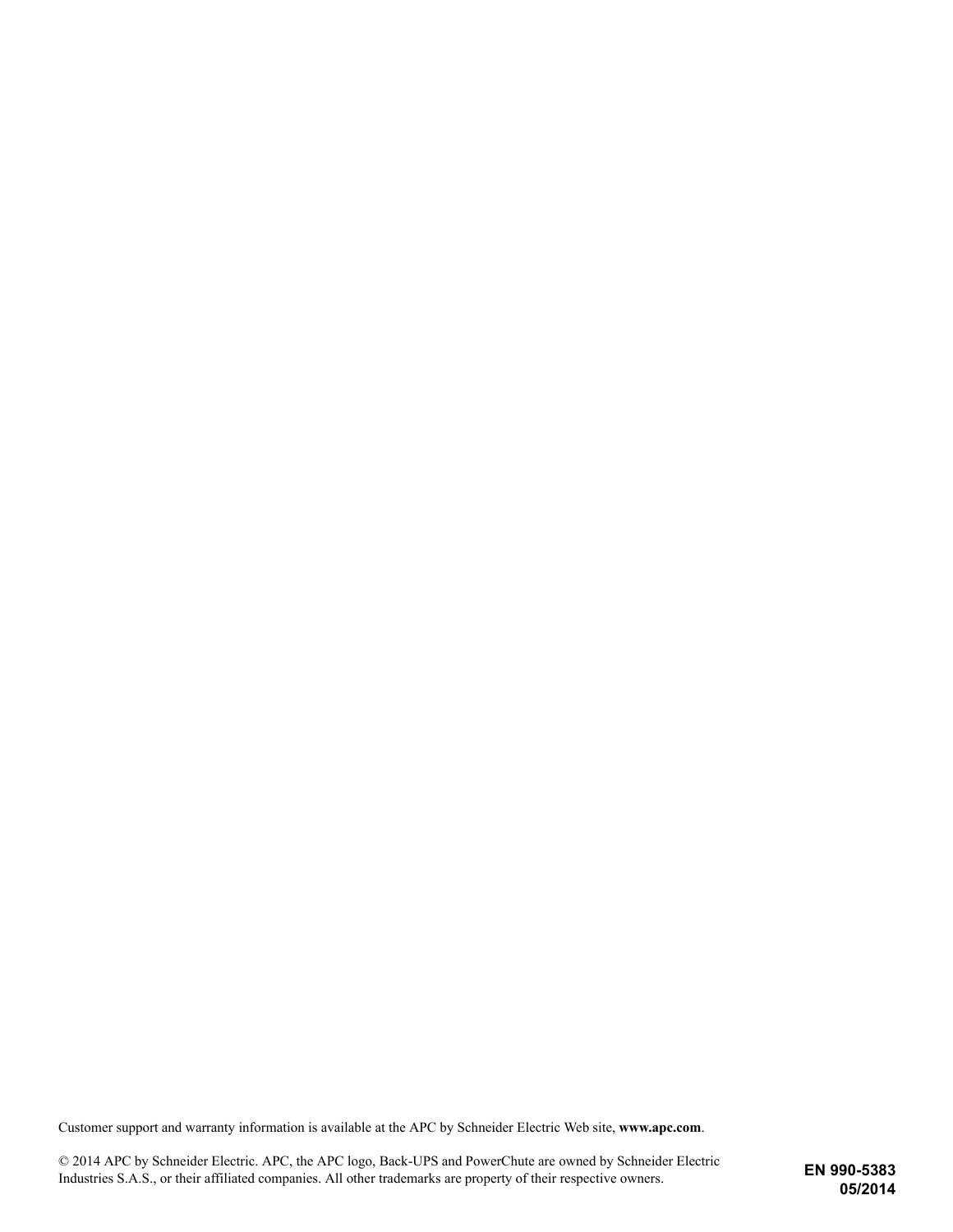Customer support and warranty information is available at the APC by Schneider Electric Web site, **www.apc.com**.

© 2014 APC by Schneider Electric. APC, the APC logo, Back-UPS and PowerChute are owned by Schneider Electric Industries S.A.S., or their affiliated companies. All other trademarks are property of their respective owners.

**EN 990-5383**
**05/2014**